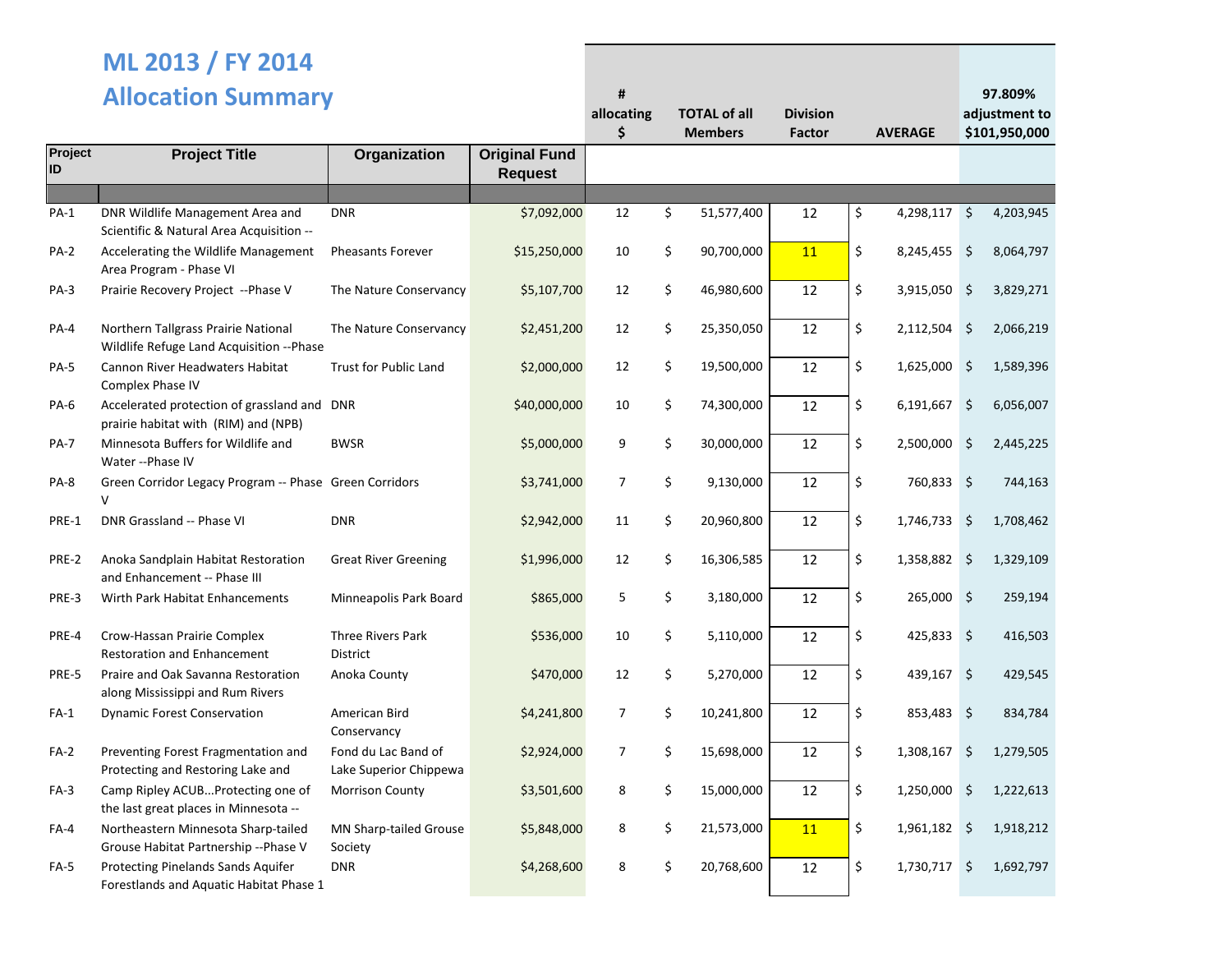# ML 2013 / FY 2014
## Allocation Summary

| Project ID | Project Title | Organization | Original Fund Request | # allocating $ | TOTAL of all Members | Division Factor | AVERAGE | 97.809% adjustment to $101,950,000 |
|---|---|---|---|---|---|---|---|---|
| PA-1 | DNR Wildlife Management Area and Scientific & Natural Area Acquisition -- | DNR | $7,092,000 | 12 | $ 51,577,400 | 12 | $ 4,298,117 | $ 4,203,945 |
| PA-2 | Accelerating the Wildlife Management Area Program - Phase VI | Pheasants Forever | $15,250,000 | 10 | $ 90,700,000 | 11 | $ 8,245,455 | $ 8,064,797 |
| PA-3 | Prairie Recovery Project --Phase V | The Nature Conservancy | $5,107,700 | 12 | $ 46,980,600 | 12 | $ 3,915,050 | $ 3,829,271 |
| PA-4 | Northern Tallgrass Prairie National Wildlife Refuge Land Acquisition --Phase | The Nature Conservancy | $2,451,200 | 12 | $ 25,350,050 | 12 | $ 2,112,504 | $ 2,066,219 |
| PA-5 | Cannon River Headwaters Habitat Complex Phase IV | Trust for Public Land | $2,000,000 | 12 | $ 19,500,000 | 12 | $ 1,625,000 | $ 1,589,396 |
| PA-6 | Accelerated protection of grassland and prairie habitat with (RIM) and (NPB) | DNR | $40,000,000 | 10 | $ 74,300,000 | 12 | $ 6,191,667 | $ 6,056,007 |
| PA-7 | Minnesota Buffers for Wildlife and Water --Phase IV | BWSR | $5,000,000 | 9 | $ 30,000,000 | 12 | $ 2,500,000 | $ 2,445,225 |
| PA-8 | Green Corridor Legacy Program -- Phase V | Green Corridors | $3,741,000 | 7 | $ 9,130,000 | 12 | $ 760,833 | $ 744,163 |
| PRE-1 | DNR Grassland -- Phase VI | DNR | $2,942,000 | 11 | $ 20,960,800 | 12 | $ 1,746,733 | $ 1,708,462 |
| PRE-2 | Anoka Sandplain Habitat Restoration and Enhancement -- Phase III | Great River Greening | $1,996,000 | 12 | $ 16,306,585 | 12 | $ 1,358,882 | $ 1,329,109 |
| PRE-3 | Wirth Park Habitat Enhancements | Minneapolis Park Board | $865,000 | 5 | $ 3,180,000 | 12 | $ 265,000 | $ 259,194 |
| PRE-4 | Crow-Hassan Prairie Complex Restoration and Enhancement | Three Rivers Park District | $536,000 | 10 | $ 5,110,000 | 12 | $ 425,833 | $ 416,503 |
| PRE-5 | Praire and Oak Savanna Restoration along Mississippi and Rum Rivers | Anoka County | $470,000 | 12 | $ 5,270,000 | 12 | $ 439,167 | $ 429,545 |
| FA-1 | Dynamic Forest Conservation | American Bird Conservancy | $4,241,800 | 7 | $ 10,241,800 | 12 | $ 853,483 | $ 834,784 |
| FA-2 | Preventing Forest Fragmentation and Protecting and Restoring Lake and | Fond du Lac Band of Lake Superior Chippewa | $2,924,000 | 7 | $ 15,698,000 | 12 | $ 1,308,167 | $ 1,279,505 |
| FA-3 | Camp Ripley ACUB...Protecting one of the last great places in Minnesota -- | Morrison County | $3,501,600 | 8 | $ 15,000,000 | 12 | $ 1,250,000 | $ 1,222,613 |
| FA-4 | Northeastern Minnesota Sharp-tailed Grouse Habitat Partnership --Phase V | MN Sharp-tailed Grouse Society | $5,848,000 | 8 | $ 21,573,000 | 11 | $ 1,961,182 | $ 1,918,212 |
| FA-5 | Protecting Pinelands Sands Aquifer Forestlands and Aquatic Habitat Phase 1 | DNR | $4,268,600 | 8 | $ 20,768,600 | 12 | $ 1,730,717 | $ 1,692,797 |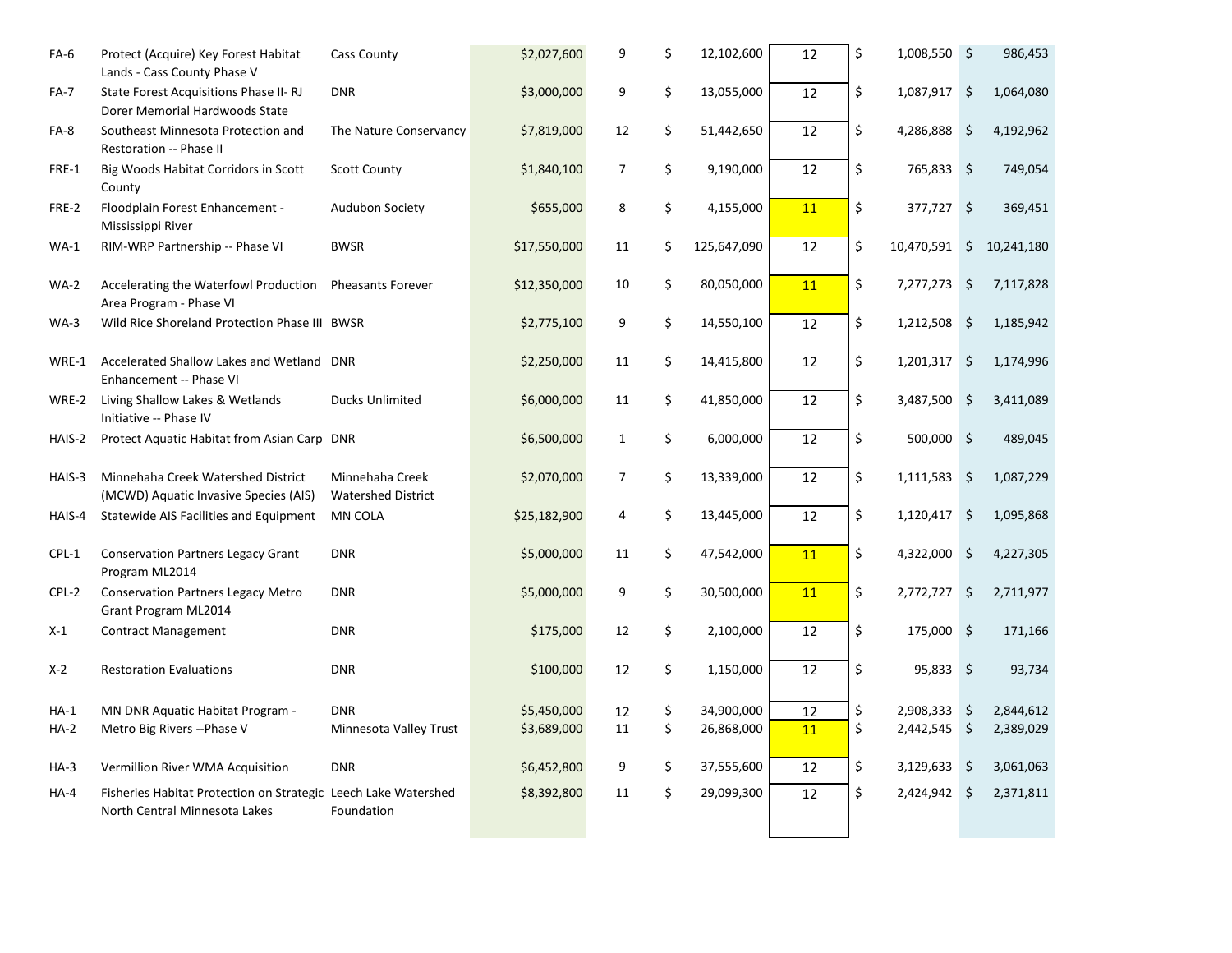| | | | | | | | | |
|---|---|---|---|---|---|---|---|---|
| FA-6 | Protect (Acquire) Key Forest Habitat Lands - Cass County Phase V | Cass County | $2,027,600 | 9 | $ 12,102,600 | 12 | $ 1,008,550 | $ 986,453 |
| FA-7 | State Forest Acquisitions Phase II- RJ Dorer Memorial Hardwoods State | DNR | $3,000,000 | 9 | $ 13,055,000 | 12 | $ 1,087,917 | $ 1,064,080 |
| FA-8 | Southeast Minnesota Protection and Restoration -- Phase II | The Nature Conservancy | $7,819,000 | 12 | $ 51,442,650 | 12 | $ 4,286,888 | $ 4,192,962 |
| FRE-1 | Big Woods Habitat Corridors in Scott County | Scott County | $1,840,100 | 7 | $ 9,190,000 | 12 | $ 765,833 | $ 749,054 |
| FRE-2 | Floodplain Forest Enhancement - Mississippi River | Audubon Society | $655,000 | 8 | $ 4,155,000 | 11 | $ 377,727 | $ 369,451 |
| WA-1 | RIM-WRP Partnership -- Phase VI | BWSR | $17,550,000 | 11 | $ 125,647,090 | 12 | $ 10,470,591 | $ 10,241,180 |
| WA-2 | Accelerating the Waterfowl Production Area Program - Phase VI | Pheasants Forever | $12,350,000 | 10 | $ 80,050,000 | 11 | $ 7,277,273 | $ 7,117,828 |
| WA-3 | Wild Rice Shoreland Protection Phase III | BWSR | $2,775,100 | 9 | $ 14,550,100 | 12 | $ 1,212,508 | $ 1,185,942 |
| WRE-1 | Accelerated Shallow Lakes and Wetland Enhancement -- Phase VI | DNR | $2,250,000 | 11 | $ 14,415,800 | 12 | $ 1,201,317 | $ 1,174,996 |
| WRE-2 | Living Shallow Lakes & Wetlands Initiative -- Phase IV | Ducks Unlimited | $6,000,000 | 11 | $ 41,850,000 | 12 | $ 3,487,500 | $ 3,411,089 |
| HAIS-2 | Protect Aquatic Habitat from Asian Carp | DNR | $6,500,000 | 1 | $ 6,000,000 | 12 | $ 500,000 | $ 489,045 |
| HAIS-3 | Minnehaha Creek Watershed District (MCWD) Aquatic Invasive Species (AIS) | Minnehaha Creek Watershed District | $2,070,000 | 7 | $ 13,339,000 | 12 | $ 1,111,583 | $ 1,087,229 |
| HAIS-4 | Statewide AIS Facilities and Equipment | MN COLA | $25,182,900 | 4 | $ 13,445,000 | 12 | $ 1,120,417 | $ 1,095,868 |
| CPL-1 | Conservation Partners Legacy Grant Program ML2014 | DNR | $5,000,000 | 11 | $ 47,542,000 | 11 | $ 4,322,000 | $ 4,227,305 |
| CPL-2 | Conservation Partners Legacy Metro Grant Program ML2014 | DNR | $5,000,000 | 9 | $ 30,500,000 | 11 | $ 2,772,727 | $ 2,711,977 |
| X-1 | Contract Management | DNR | $175,000 | 12 | $ 2,100,000 | 12 | $ 175,000 | $ 171,166 |
| X-2 | Restoration Evaluations | DNR | $100,000 | 12 | $ 1,150,000 | 12 | $ 95,833 | $ 93,734 |
| HA-1 | MN DNR Aquatic Habitat Program - | DNR | $5,450,000 | 12 | $ 34,900,000 | 12 | $ 2,908,333 | $ 2,844,612 |
| HA-2 | Metro Big Rivers --Phase V | Minnesota Valley Trust | $3,689,000 | 11 | $ 26,868,000 | 11 | $ 2,442,545 | $ 2,389,029 |
| HA-3 | Vermillion River WMA Acquisition | DNR | $6,452,800 | 9 | $ 37,555,600 | 12 | $ 3,129,633 | $ 3,061,063 |
| HA-4 | Fisheries Habitat Protection on Strategic North Central Minnesota Lakes | Leech Lake Watershed Foundation | $8,392,800 | 11 | $ 29,099,300 | 12 | $ 2,424,942 | $ 2,371,811 |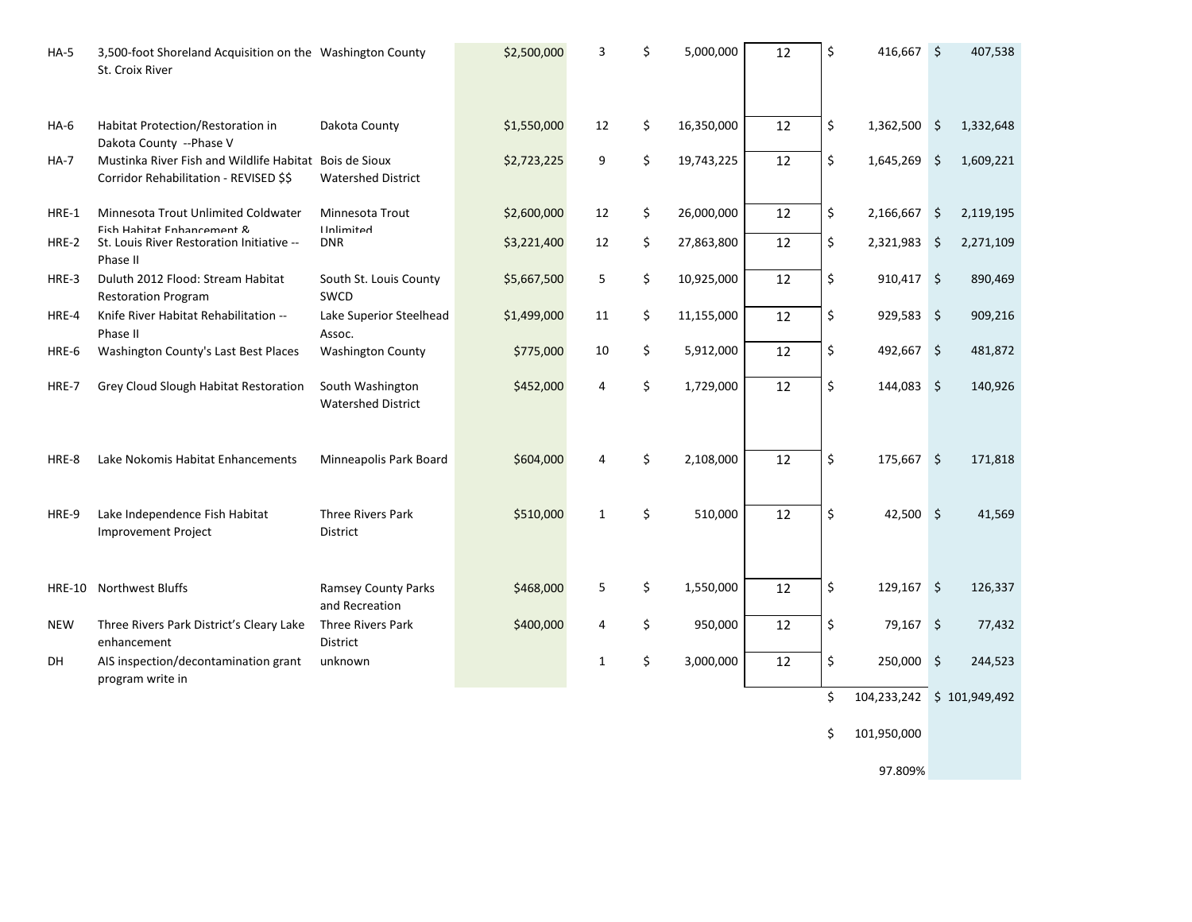| | | | | | | | | |
|---|---|---|---|---|---|---|---|---|
| HA-5 | 3,500-foot Shoreland Acquisition on the St. Croix River | Washington County | $2,500,000 | 3 | $ 5,000,000 | 12 | $ 416,667 | $ 407,538 |
| HA-6 | Habitat Protection/Restoration in Dakota County --Phase V | Dakota County | $1,550,000 | 12 | $ 16,350,000 | 12 | $ 1,362,500 | $ 1,332,648 |
| HA-7 | Mustinka River Fish and Wildlife Habitat Corridor Rehabilitation - REVISED $$ | Bois de Sioux Watershed District | $2,723,225 | 9 | $ 19,743,225 | 12 | $ 1,645,269 | $ 1,609,221 |
| HRE-1 | Minnesota Trout Unlimited Coldwater Fish Habitat Enhancement & | Minnesota Trout Unlimited | $2,600,000 | 12 | $ 26,000,000 | 12 | $ 2,166,667 | $ 2,119,195 |
| HRE-2 | St. Louis River Restoration Initiative -- Phase II | DNR | $3,221,400 | 12 | $ 27,863,800 | 12 | $ 2,321,983 | $ 2,271,109 |
| HRE-3 | Duluth 2012 Flood: Stream Habitat Restoration Program | South St. Louis County SWCD | $5,667,500 | 5 | $ 10,925,000 | 12 | $ 910,417 | $ 890,469 |
| HRE-4 | Knife River Habitat Rehabilitation -- Phase II | Lake Superior Steelhead Assoc. | $1,499,000 | 11 | $ 11,155,000 | 12 | $ 929,583 | $ 909,216 |
| HRE-6 | Washington County's Last Best Places | Washington County | $775,000 | 10 | $ 5,912,000 | 12 | $ 492,667 | $ 481,872 |
| HRE-7 | Grey Cloud Slough Habitat Restoration | South Washington Watershed District | $452,000 | 4 | $ 1,729,000 | 12 | $ 144,083 | $ 140,926 |
| HRE-8 | Lake Nokomis Habitat Enhancements | Minneapolis Park Board | $604,000 | 4 | $ 2,108,000 | 12 | $ 175,667 | $ 171,818 |
| HRE-9 | Lake Independence Fish Habitat Improvement Project | Three Rivers Park District | $510,000 | 1 | $ 510,000 | 12 | $ 42,500 | $ 41,569 |
| HRE-10 | Northwest Bluffs | Ramsey County Parks and Recreation | $468,000 | 5 | $ 1,550,000 | 12 | $ 129,167 | $ 126,337 |
| NEW | Three Rivers Park District's Cleary Lake enhancement | Three Rivers Park District | $400,000 | 4 | $ 950,000 | 12 | $ 79,167 | $ 77,432 |
| DH | AIS inspection/decontamination grant program write in | unknown | | 1 | $ 3,000,000 | 12 | $ 250,000 | $ 244,523 |
| | | | | | | | $ 104,233,242 | $ 101,949,492 |
| | | | | | | | $ 101,950,000 | |
| | | | | | | | 97.809% | |